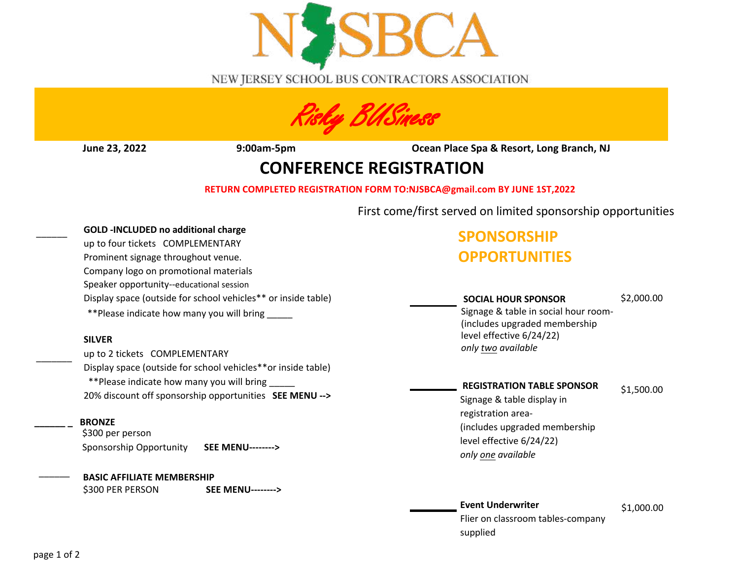# NJSBCA

NEW JERSEY SCHOOL BUS CONTRACTORS ASSOCIATION

## Risky BUSiness

**June 23, 2022** **9:00am-5pm** **Ocean Place Spa & Resort, Long Branch, NJ**

# CONFERENCE REGISTRATION

**RETURN COMPLETED REGISTRATION FORM TO:NJSBCA@gmail.com BY JUNE 1ST,2022**

First come/first served on limited sponsorship opportunities

______ **GOLD -INCLUDED no additional charge**
up to four tickets COMPLEMENTARY
Prominent signage throughout venue.
Company logo on promotional materials
Speaker opportunity--educational session
Display space (outside for school vehicles** or inside table)
**Please indicate how many you will bring _____

_______ **SILVER**
up to 2 tickets COMPLEMENTARY
Display space (outside for school vehicles**or inside table)
**Please indicate how many you will bring _____
20% discount off sponsorship opportunities **SEE MENU -->**

______ _ **BRONZE**
$300 per person
Sponsorship Opportunity **SEE MENU-------->**

______ **BASIC AFFILIATE MEMBERSHIP**
$300 PER PERSON **SEE MENU-------->**

## SPONSORSHIP OPPORTUNITIES

________ **SOCIAL HOUR SPONSOR** $2,000.00
Signage & table in social hour room-
(includes upgraded membership level effective 6/24/22)
*only two available*

________ **REGISTRATION TABLE SPONSOR** $1,500.00
Signage & table display in registration area-
(includes upgraded membership level effective 6/24/22)
*only one available*

________ **Event Underwriter** $1,000.00
Flier on classroom tables-company supplied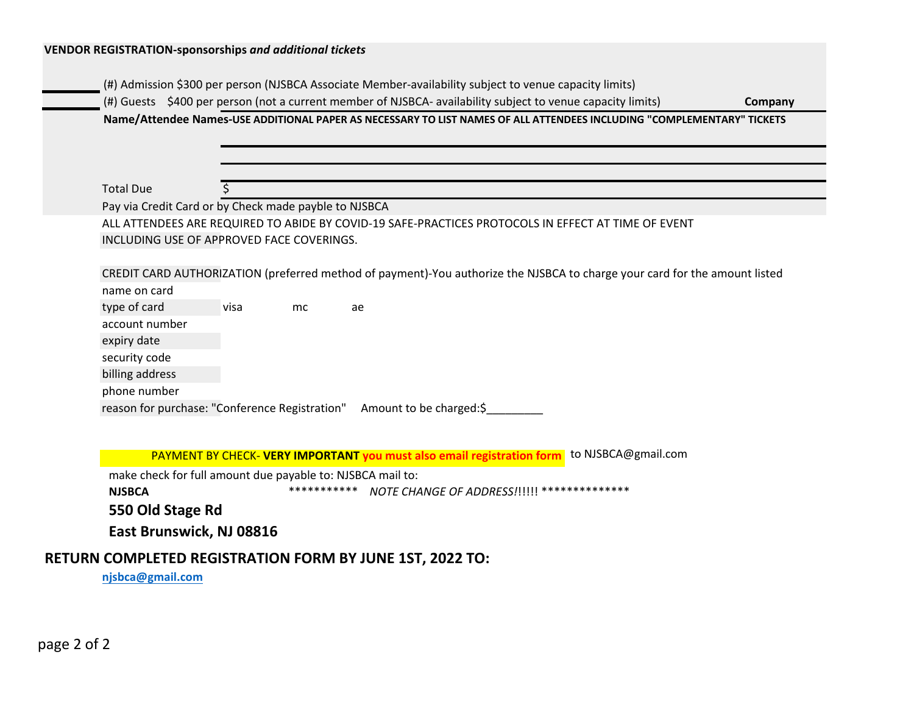**VENDOR REGISTRATION-sponsorships *and additional tickets***

_____ (#) Admission $300 per person (NJSBCA Associate Member-availability subject to venue capacity limits)

_____ (#) Guests $400 per person (not a current member of NJSBCA- availability subject to venue capacity limits)

**Company Name/Attendee Names-USE ADDITIONAL PAPER AS NECESSARY TO LIST NAMES OF ALL ATTENDEES INCLUDING "COMPLEMENTARY" TICKETS**

______________________________

______________________________

______________________________

Total Due $______________________________

Pay via Credit Card or by Check made payble to NJSBCA

ALL ATTENDEES ARE REQUIRED TO ABIDE BY COVID-19 SAFE-PRACTICES PROTOCOLS IN EFFECT AT TIME OF EVENT INCLUDING USE OF APPROVED FACE COVERINGS.

CREDIT CARD AUTHORIZATION (preferred method of payment)-You authorize the NJSBCA to charge your card for the amount listed

name on card

type of card visa mc ae

account number

expiry date

security code

billing address

phone number

reason for purchase: "Conference Registration" Amount to be charged:$_________

PAYMENT BY CHECK- **VERY IMPORTANT** **you must also email registration form** to NJSBCA@gmail.com

make check for full amount due payable to: NJSBCA mail to:

**NJSBCA** *********** *NOTE CHANGE OF ADDRESS!*!!!!! **************

**550 Old Stage Rd**

**East Brunswick, NJ 08816**

## RETURN COMPLETED REGISTRATION FORM BY JUNE 1ST, 2022 TO:

**njsbca@gmail.com**